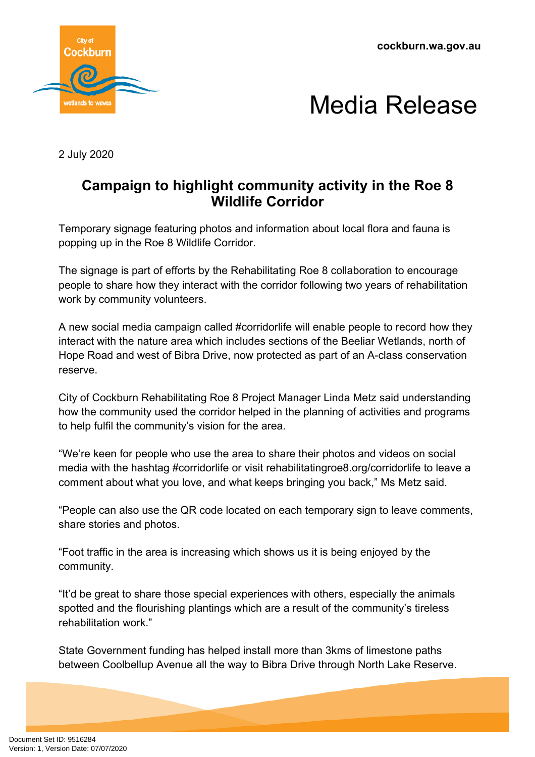cockburn.wa.gov.au

# Media Release

2 July 2020

## Campaign to highlight community activity in the Roe 8 Wildlife Corridor

Temporary signage featuring photos and information about local flora and fauna is popping up in the Roe 8 Wildlife Corridor.

The signage is part of efforts by the Rehabilitating Roe 8 collaboration to encourage people to share how they interact with the corridor following two years of rehabilitation work by community volunteers.

A new social media campaign called #corridorlife will enable people to record how they interact with the nature area which includes sections of the Beeliar Wetlands, north of Hope Road and west of Bibra Drive, now protected as part of an A-class conservation reserve.

City of Cockburn Rehabilitating Roe 8 Project Manager Linda Metz said understanding how the community used the corridor helped in the planning of activities and programs to help fulfil the community's vision for the area.

"We're keen for people who use the area to share their photos and videos on social media with the hashtag #corridorlife or visit rehabilitatingroe8.org/corridorlife to leave a comment about what you love, and what keeps bringing you back," Ms Metz said.

"People can also use the QR code located on each temporary sign to leave comments, share stories and photos.

"Foot traffic in the area is increasing which shows us it is being enjoyed by the community.

"It'd be great to share those special experiences with others, especially the animals spotted and the flourishing plantings which are a result of the community's tireless rehabilitation work."

State Government funding has helped install more than 3kms of limestone paths between Coolbellup Avenue all the way to Bibra Drive through North Lake Reserve.

Document Set ID: 9516284
Version: 1, Version Date: 07/07/2020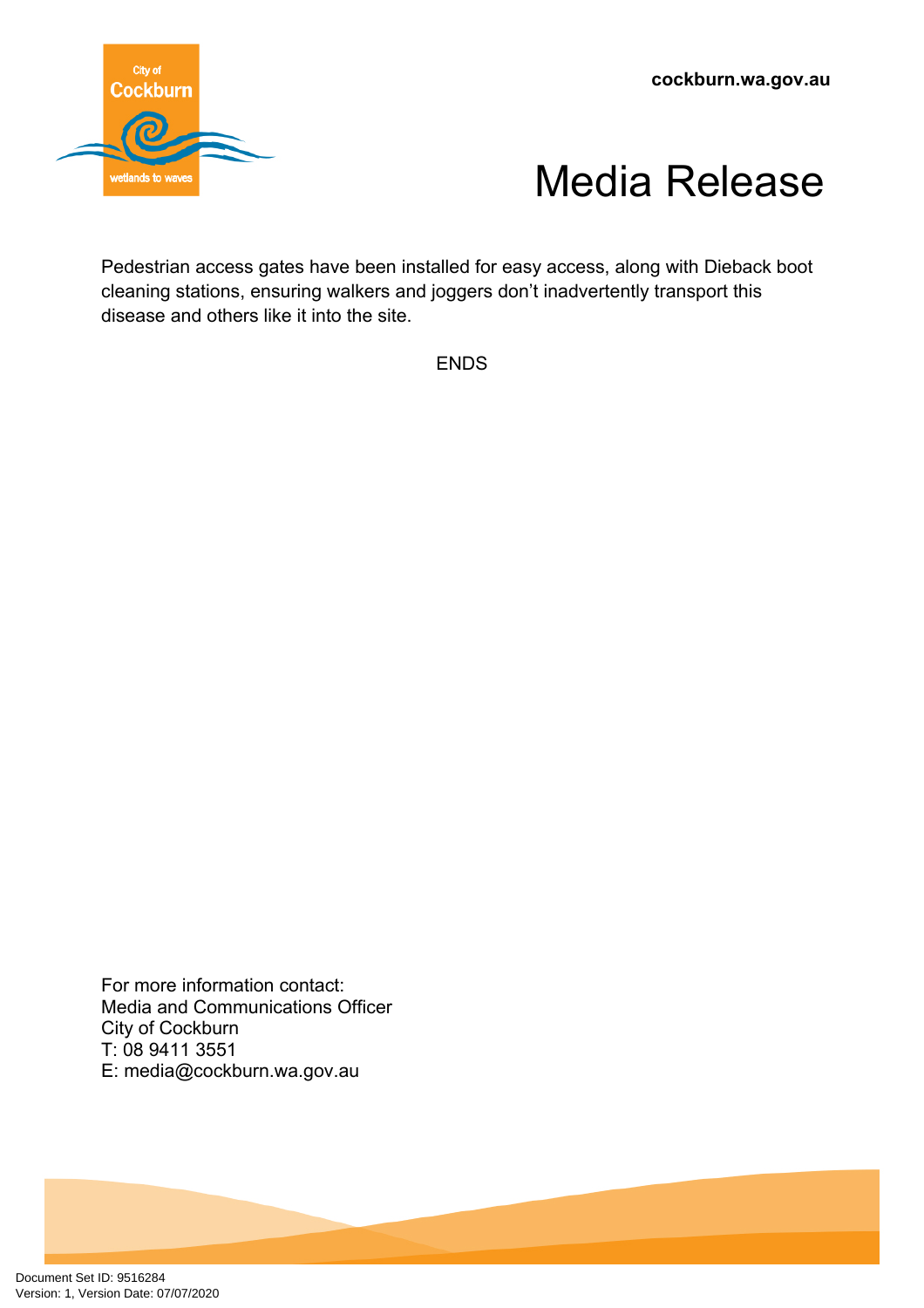# Media Release

Pedestrian access gates have been installed for easy access, along with Dieback boot cleaning stations, ensuring walkers and joggers don't inadvertently transport this disease and others like it into the site.

ENDS

For more information contact:
Media and Communications Officer
City of Cockburn
T: 08 9411 3551
E: media@cockburn.wa.gov.au